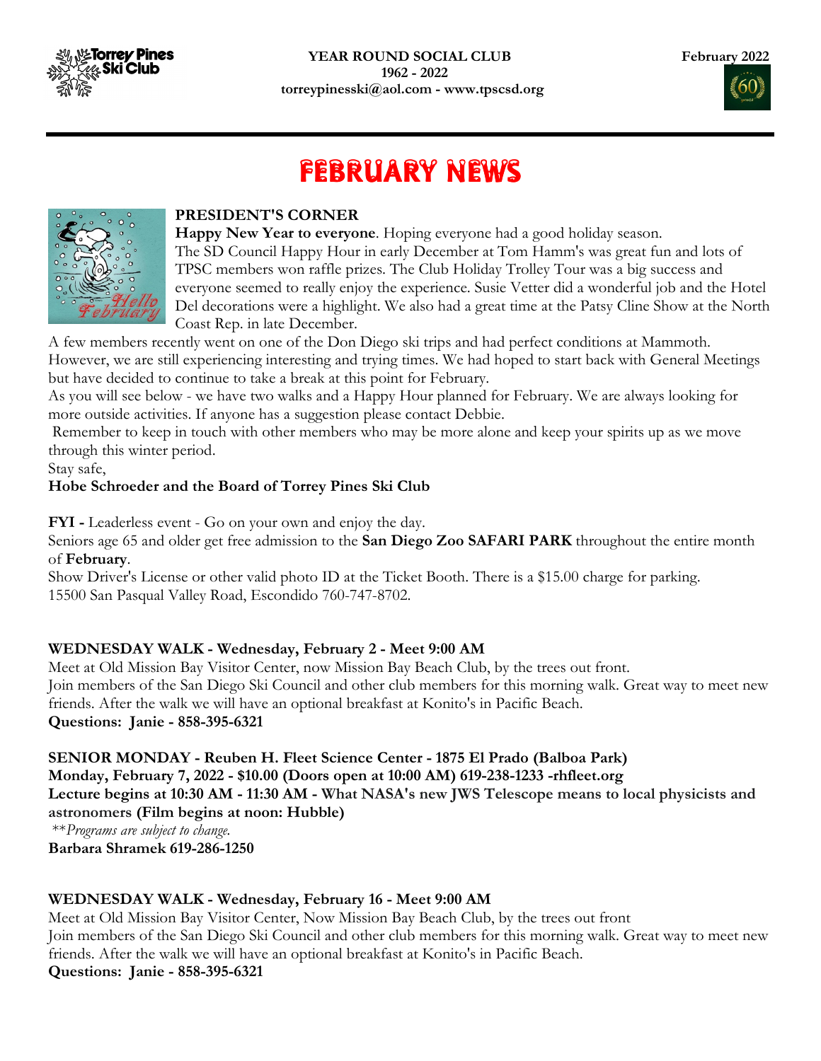**YEAR ROUND SOCIAL CLUB**
**1962 - 2022**
**torreypinesski@aol.com - www.tpscsd.org**

**February 2022**

# FEBRUARY NEWS

## PRESIDENT'S CORNER

**Happy New Year to everyone**. Hoping everyone had a good holiday season.
The SD Council Happy Hour in early December at Tom Hamm's was great fun and lots of TPSC members won raffle prizes. The Club Holiday Trolley Tour was a big success and everyone seemed to really enjoy the experience. Susie Vetter did a wonderful job and the Hotel Del decorations were a highlight. We also had a great time at the Patsy Cline Show at the North Coast Rep. in late December.
A few members recently went on one of the Don Diego ski trips and had perfect conditions at Mammoth. However, we are still experiencing interesting and trying times. We had hoped to start back with General Meetings but have decided to continue to take a break at this point for February.
As you will see below - we have two walks and a Happy Hour planned for February. We are always looking for more outside activities. If anyone has a suggestion please contact Debbie.
Remember to keep in touch with other members who may be more alone and keep your spirits up as we move through this winter period.
Stay safe,
**Hobe Schroeder and the Board of Torrey Pines Ski Club**

**FYI -** Leaderless event - Go on your own and enjoy the day.
Seniors age 65 and older get free admission to the **San Diego Zoo SAFARI PARK** throughout the entire month of **February**.
Show Driver's License or other valid photo ID at the Ticket Booth. There is a $15.00 charge for parking.
15500 San Pasqual Valley Road, Escondido 760-747-8702.

**WEDNESDAY WALK - Wednesday, February 2 - Meet 9:00 AM**
Meet at Old Mission Bay Visitor Center, now Mission Bay Beach Club, by the trees out front.
Join members of the San Diego Ski Council and other club members for this morning walk. Great way to meet new friends. After the walk we will have an optional breakfast at Konito's in Pacific Beach.
**Questions: Janie - 858-395-6321**

**SENIOR MONDAY - Reuben H. Fleet Science Center - 1875 El Prado (Balboa Park)**
**Monday, February 7, 2022 - $10.00 (Doors open at 10:00 AM) 619-238-1233 -rhfleet.org**
**Lecture begins at 10:30 AM - 11:30 AM - What NASA's new JWS Telescope means to local physicists and astronomers (Film begins at noon: Hubble)**
*\*\*Programs are subject to change.*
**Barbara Shramek 619-286-1250**

**WEDNESDAY WALK - Wednesday, February 16 - Meet 9:00 AM**
Meet at Old Mission Bay Visitor Center, Now Mission Bay Beach Club, by the trees out front
Join members of the San Diego Ski Council and other club members for this morning walk. Great way to meet new friends. After the walk we will have an optional breakfast at Konito's in Pacific Beach.
**Questions: Janie - 858-395-6321**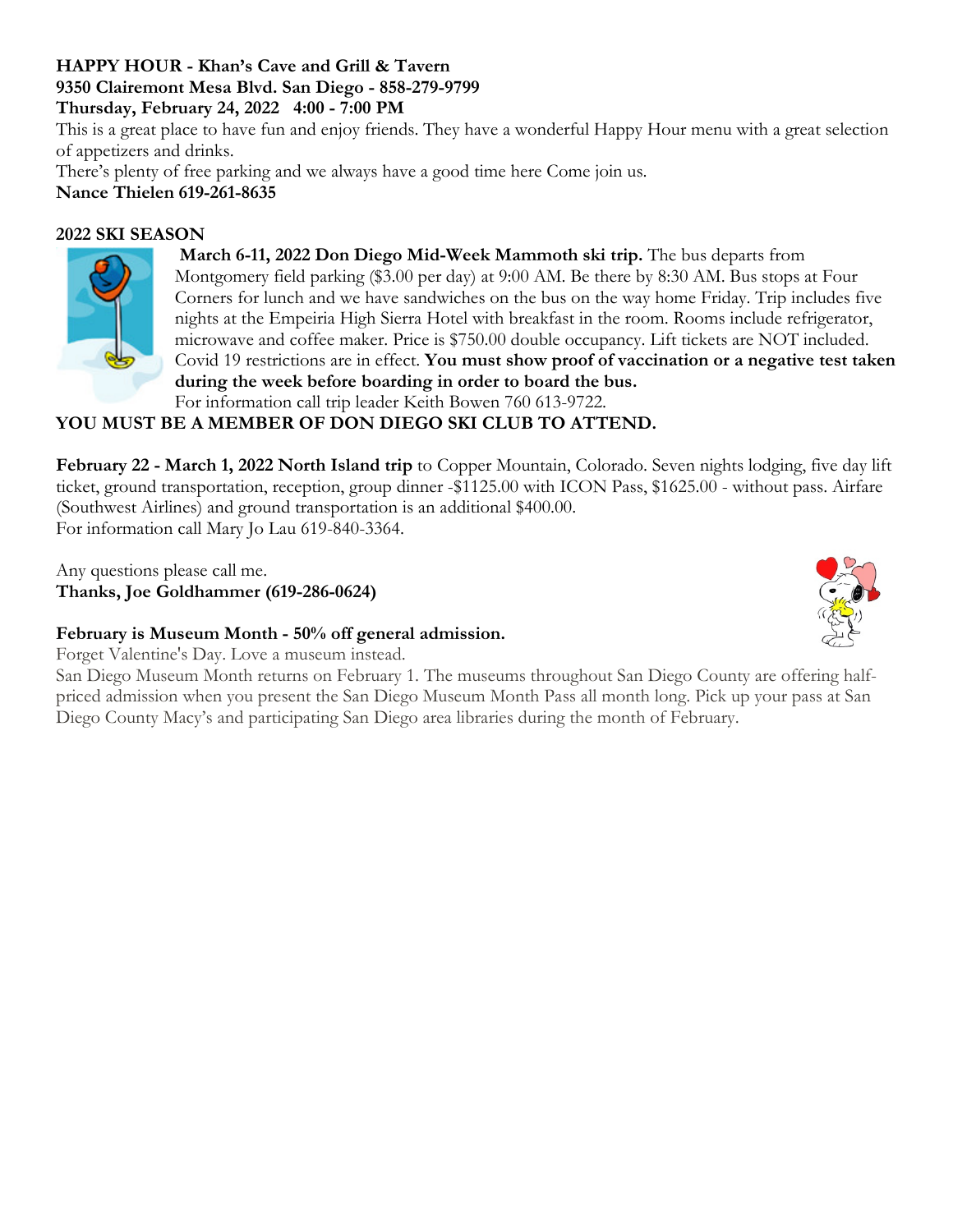**HAPPY HOUR - Khan's Cave and Grill & Tavern**
**9350 Clairemont Mesa Blvd. San Diego - 858-279-9799**
**Thursday, February 24, 2022 4:00 - 7:00 PM**

This is a great place to have fun and enjoy friends. They have a wonderful Happy Hour menu with a great selection of appetizers and drinks.

There's plenty of free parking and we always have a good time here Come join us.

**Nance Thielen 619-261-8635**

**2022 SKI SEASON**

**March 6-11, 2022 Don Diego Mid-Week Mammoth ski trip.** The bus departs from Montgomery field parking ($3.00 per day) at 9:00 AM. Be there by 8:30 AM. Bus stops at Four Corners for lunch and we have sandwiches on the bus on the way home Friday. Trip includes five nights at the Empeiria High Sierra Hotel with breakfast in the room. Rooms include refrigerator, microwave and coffee maker. Price is $750.00 double occupancy. Lift tickets are NOT included. Covid 19 restrictions are in effect. **You must show proof of vaccination or a negative test taken during the week before boarding in order to board the bus.**

For information call trip leader Keith Bowen 760 613-9722.

**YOU MUST BE A MEMBER OF DON DIEGO SKI CLUB TO ATTEND.**

**February 22 - March 1, 2022 North Island trip** to Copper Mountain, Colorado. Seven nights lodging, five day lift ticket, ground transportation, reception, group dinner -$1125.00 with ICON Pass, $1625.00 - without pass. Airfare (Southwest Airlines) and ground transportation is an additional $400.00.

For information call Mary Jo Lau 619-840-3364.

Any questions please call me.

**Thanks, Joe Goldhammer (619-286-0624)**

**February is Museum Month - 50% off general admission.**

Forget Valentine's Day. Love a museum instead.

San Diego Museum Month returns on February 1. The museums throughout San Diego County are offering half-priced admission when you present the San Diego Museum Month Pass all month long. Pick up your pass at San Diego County Macy's and participating San Diego area libraries during the month of February.